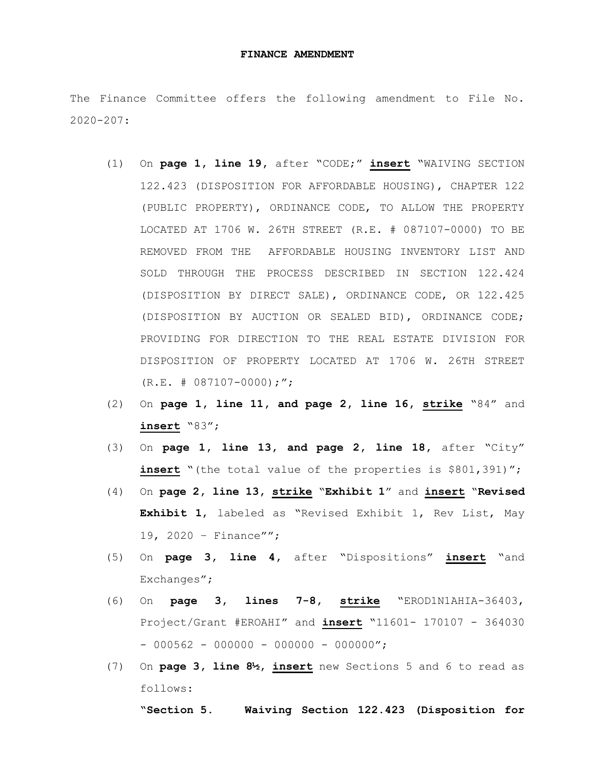**FINANCE AMENDMENT**

The Finance Committee offers the following amendment to File No. 2020-207:

(1) On **page 1, line 19**, after "CODE;" **insert** "WAIVING SECTION 122.423 (DISPOSITION FOR AFFORDABLE HOUSING), CHAPTER 122 (PUBLIC PROPERTY), ORDINANCE CODE, TO ALLOW THE PROPERTY LOCATED AT 1706 W. 26TH STREET (R.E. # 087107-0000) TO BE REMOVED FROM THE AFFORDABLE HOUSING INVENTORY LIST AND SOLD THROUGH THE PROCESS DESCRIBED IN SECTION 122.424 (DISPOSITION BY DIRECT SALE), ORDINANCE CODE, OR 122.425 (DISPOSITION BY AUCTION OR SEALED BID), ORDINANCE CODE; PROVIDING FOR DIRECTION TO THE REAL ESTATE DIVISION FOR DISPOSITION OF PROPERTY LOCATED AT 1706 W. 26TH STREET (R.E. # 087107-0000);";

(2) On **page 1, line 11, and page 2, line 16**, **strike** "84" and **insert** "83";

(3) On **page 1, line 13, and page 2, line 18**, after "City" **insert** "(the total value of the properties is $801,391)";

(4) On **page 2, line 13**, **strike** "**Exhibit 1**" and **insert** "**Revised Exhibit 1**, labeled as "Revised Exhibit 1, Rev List, May 19, 2020 – Finance"";

(5) On **page 3, line 4**, after "Dispositions" **insert** "and Exchanges";

(6) On **page 3, lines 7-8**, **strike** "EROD1N1AHIA-36403, Project/Grant #EROAHI" and **insert** "11601- 170107 - 364030 - 000562 - 000000 - 000000 - 000000";

(7) On **page 3, line 8½**, **insert** new Sections 5 and 6 to read as follows:

"**Section 5. Waiving Section 122.423 (Disposition for**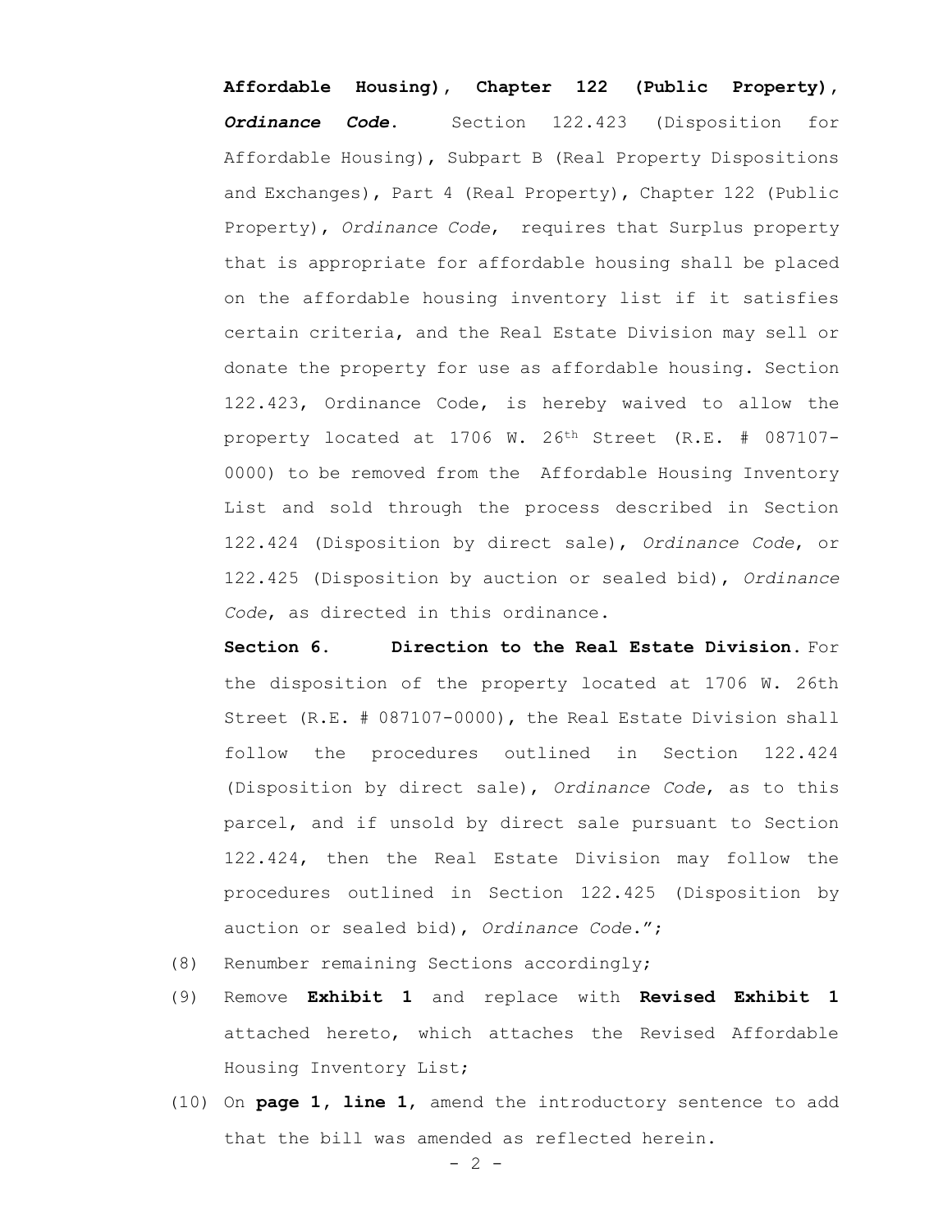**Affordable Housing), Chapter 122 (Public Property), *Ordinance Code*.** Section 122.423 (Disposition for Affordable Housing), Subpart B (Real Property Dispositions and Exchanges), Part 4 (Real Property), Chapter 122 (Public Property), *Ordinance Code*, requires that Surplus property that is appropriate for affordable housing shall be placed on the affordable housing inventory list if it satisfies certain criteria, and the Real Estate Division may sell or donate the property for use as affordable housing. Section 122.423, Ordinance Code, is hereby waived to allow the property located at 1706 W. 26th Street (R.E. # 087107-0000) to be removed from the Affordable Housing Inventory List and sold through the process described in Section 122.424 (Disposition by direct sale), *Ordinance Code*, or 122.425 (Disposition by auction or sealed bid), *Ordinance Code*, as directed in this ordinance.

**Section 6. Direction to the Real Estate Division.** For the disposition of the property located at 1706 W. 26th Street (R.E. # 087107-0000), the Real Estate Division shall follow the procedures outlined in Section 122.424 (Disposition by direct sale), *Ordinance Code*, as to this parcel, and if unsold by direct sale pursuant to Section 122.424, then the Real Estate Division may follow the procedures outlined in Section 122.425 (Disposition by auction or sealed bid), *Ordinance Code*.";

(8) Renumber remaining Sections accordingly;

(9) Remove **Exhibit 1** and replace with **Revised Exhibit 1** attached hereto, which attaches the Revised Affordable Housing Inventory List;

(10) On **page 1, line 1**, amend the introductory sentence to add that the bill was amended as reflected herein.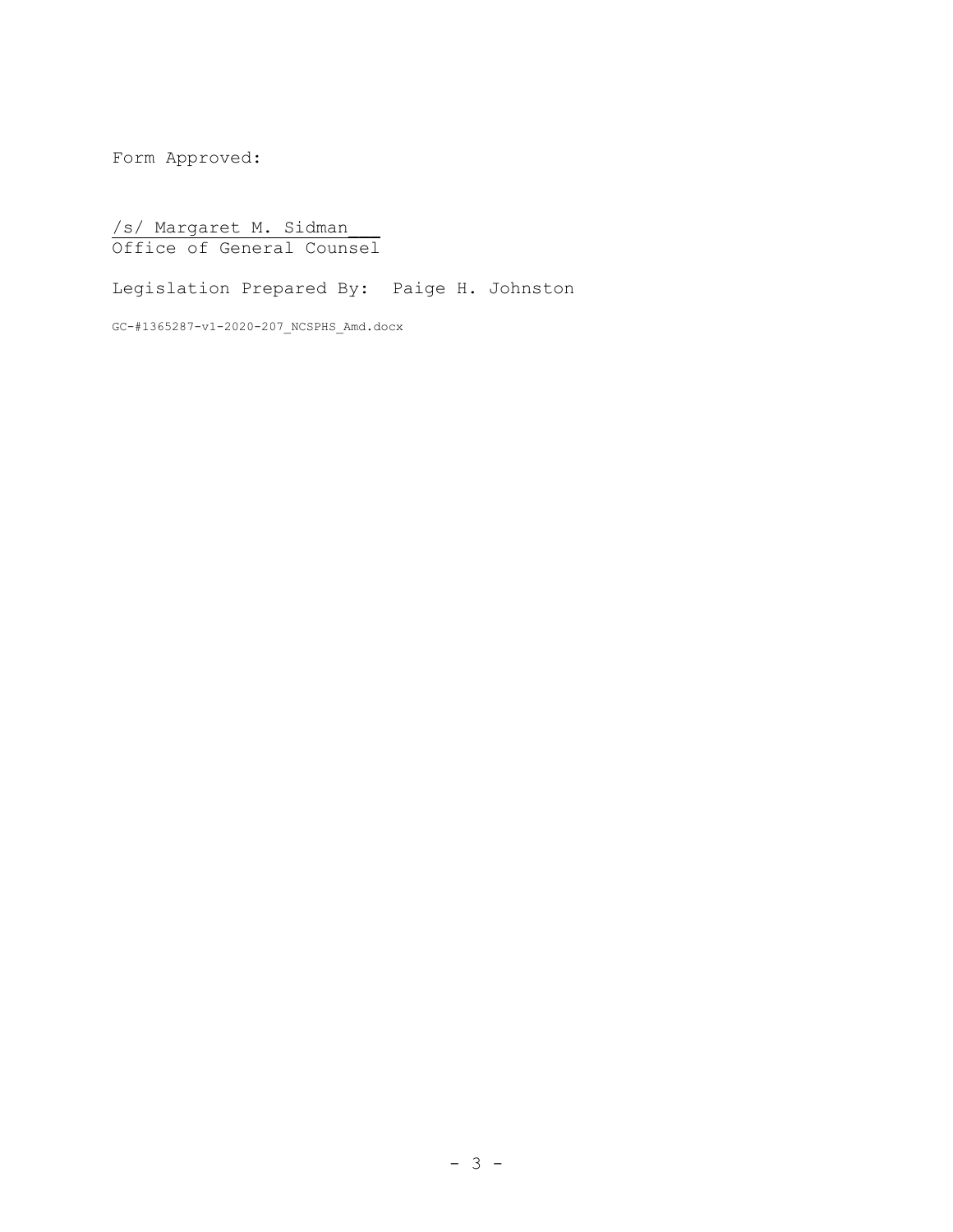Form Approved:

/s/ Margaret M. Sidman___
Office of General Counsel

Legislation Prepared By: Paige H. Johnston

GC-#1365287-v1-2020-207_NCSPHS_Amd.docx